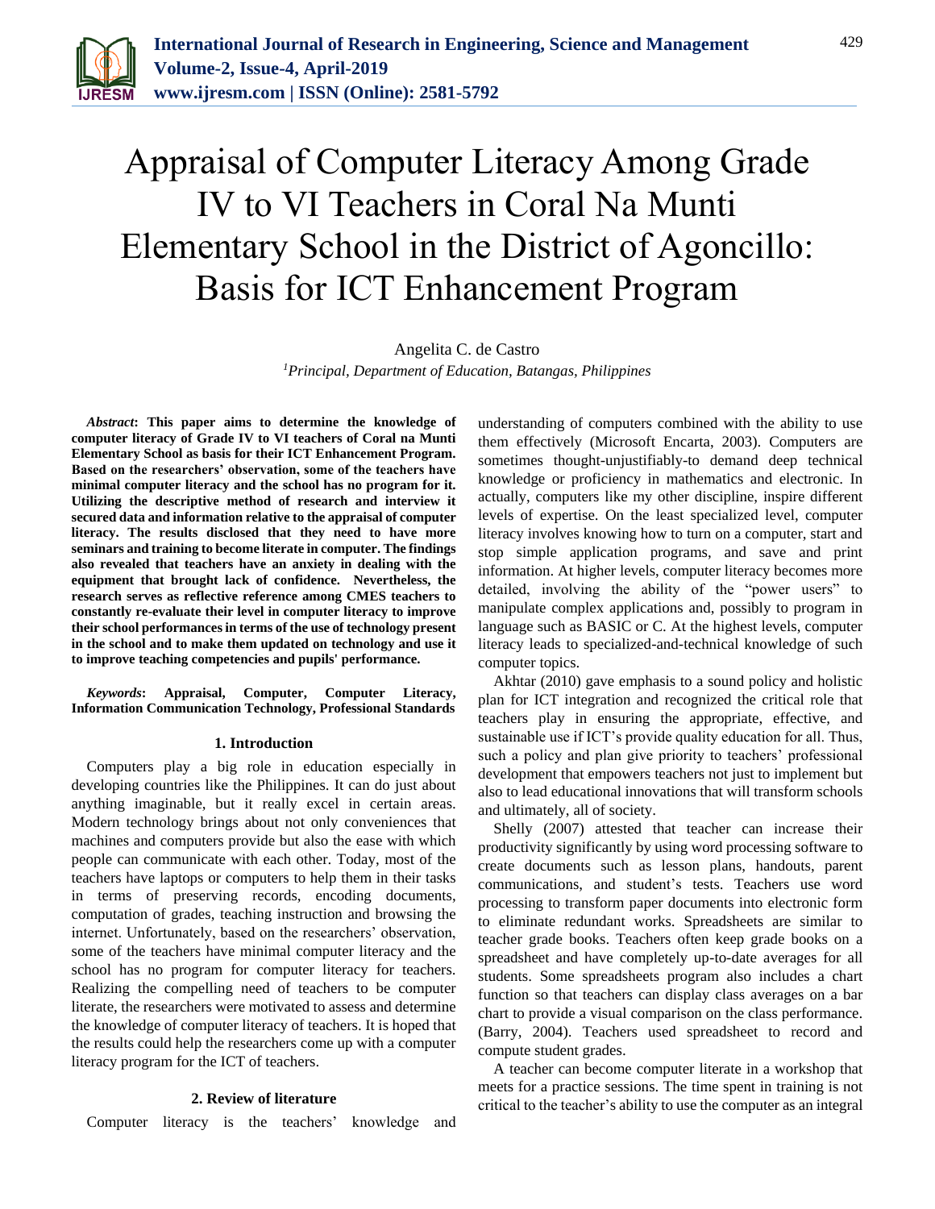# Appraisal of Computer Literacy Among Grade IV to VI Teachers in Coral Na Munti Elementary School in the District of Agoncillo: Basis for ICT Enhancement Program

Angelita C. de Castro

[1]*Principal, Department of Education, Batangas, Philippines*

***Abstract*: This paper aims to determine the knowledge of computer literacy of Grade IV to VI teachers of Coral na Munti Elementary School as basis for their ICT Enhancement Program. Based on the researchers' observation, some of the teachers have minimal computer literacy and the school has no program for it. Utilizing the descriptive method of research and interview it secured data and information relative to the appraisal of computer literacy. The results disclosed that they need to have more seminars and training to become literate in computer. The findings also revealed that teachers have an anxiety in dealing with the equipment that brought lack of confidence. Nevertheless, the research serves as reflective reference among CMES teachers to constantly re-evaluate their level in computer literacy to improve their school performances in terms of the use of technology present in the school and to make them updated on technology and use it to improve teaching competencies and pupils' performance.**

***Keywords*: Appraisal, Computer, Computer Literacy, Information Communication Technology, Professional Standards**

## 1. Introduction

Computers play a big role in education especially in developing countries like the Philippines. It can do just about anything imaginable, but it really excel in certain areas. Modern technology brings about not only conveniences that machines and computers provide but also the ease with which people can communicate with each other. Today, most of the teachers have laptops or computers to help them in their tasks in terms of preserving records, encoding documents, computation of grades, teaching instruction and browsing the internet. Unfortunately, based on the researchers' observation, some of the teachers have minimal computer literacy and the school has no program for computer literacy for teachers. Realizing the compelling need of teachers to be computer literate, the researchers were motivated to assess and determine the knowledge of computer literacy of teachers. It is hoped that the results could help the researchers come up with a computer literacy program for the ICT of teachers.

## 2. Review of literature

Computer literacy is the teachers' knowledge and understanding of computers combined with the ability to use them effectively (Microsoft Encarta, 2003). Computers are sometimes thought-unjustifiably-to demand deep technical knowledge or proficiency in mathematics and electronic. In actually, computers like my other discipline, inspire different levels of expertise. On the least specialized level, computer literacy involves knowing how to turn on a computer, start and stop simple application programs, and save and print information. At higher levels, computer literacy becomes more detailed, involving the ability of the "power users" to manipulate complex applications and, possibly to program in language such as BASIC or C. At the highest levels, computer literacy leads to specialized-and-technical knowledge of such computer topics.

Akhtar (2010) gave emphasis to a sound policy and holistic plan for ICT integration and recognized the critical role that teachers play in ensuring the appropriate, effective, and sustainable use if ICT's provide quality education for all. Thus, such a policy and plan give priority to teachers' professional development that empowers teachers not just to implement but also to lead educational innovations that will transform schools and ultimately, all of society.

Shelly (2007) attested that teacher can increase their productivity significantly by using word processing software to create documents such as lesson plans, handouts, parent communications, and student's tests. Teachers use word processing to transform paper documents into electronic form to eliminate redundant works. Spreadsheets are similar to teacher grade books. Teachers often keep grade books on a spreadsheet and have completely up-to-date averages for all students. Some spreadsheets program also includes a chart function so that teachers can display class averages on a bar chart to provide a visual comparison on the class performance. (Barry, 2004). Teachers used spreadsheet to record and compute student grades.

A teacher can become computer literate in a workshop that meets for a practice sessions. The time spent in training is not critical to the teacher's ability to use the computer as an integral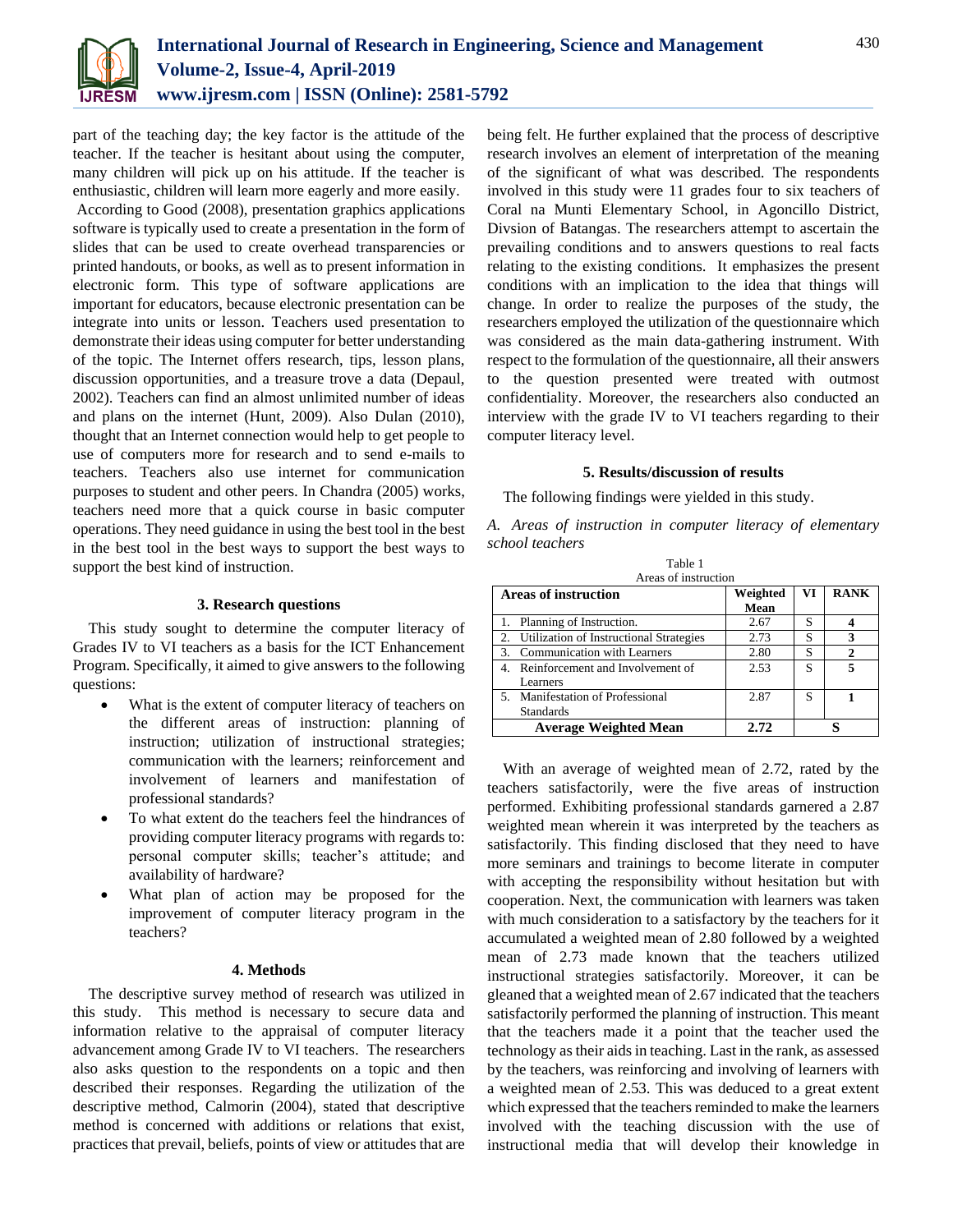part of the teaching day; the key factor is the attitude of the teacher. If the teacher is hesitant about using the computer, many children will pick up on his attitude. If the teacher is enthusiastic, children will learn more eagerly and more easily.

According to Good (2008), presentation graphics applications software is typically used to create a presentation in the form of slides that can be used to create overhead transparencies or printed handouts, or books, as well as to present information in electronic form. This type of software applications are important for educators, because electronic presentation can be integrate into units or lesson. Teachers used presentation to demonstrate their ideas using computer for better understanding of the topic. The Internet offers research, tips, lesson plans, discussion opportunities, and a treasure trove a data (Depaul, 2002). Teachers can find an almost unlimited number of ideas and plans on the internet (Hunt, 2009). Also Dulan (2010), thought that an Internet connection would help to get people to use of computers more for research and to send e-mails to teachers. Teachers also use internet for communication purposes to student and other peers. In Chandra (2005) works, teachers need more that a quick course in basic computer operations. They need guidance in using the best tool in the best in the best tool in the best ways to support the best ways to support the best kind of instruction.

## 3. Research questions

This study sought to determine the computer literacy of Grades IV to VI teachers as a basis for the ICT Enhancement Program. Specifically, it aimed to give answers to the following questions:

- What is the extent of computer literacy of teachers on the different areas of instruction: planning of instruction; utilization of instructional strategies; communication with the learners; reinforcement and involvement of learners and manifestation of professional standards?
- To what extent do the teachers feel the hindrances of providing computer literacy programs with regards to: personal computer skills; teacher's attitude; and availability of hardware?
- What plan of action may be proposed for the improvement of computer literacy program in the teachers?

## 4. Methods

The descriptive survey method of research was utilized in this study. This method is necessary to secure data and information relative to the appraisal of computer literacy advancement among Grade IV to VI teachers. The researchers also asks question to the respondents on a topic and then described their responses. Regarding the utilization of the descriptive method, Calmorin (2004), stated that descriptive method is concerned with additions or relations that exist, practices that prevail, beliefs, points of view or attitudes that are being felt. He further explained that the process of descriptive research involves an element of interpretation of the meaning of the significant of what was described. The respondents involved in this study were 11 grades four to six teachers of Coral na Munti Elementary School, in Agoncillo District, Divsion of Batangas. The researchers attempt to ascertain the prevailing conditions and to answers questions to real facts relating to the existing conditions. It emphasizes the present conditions with an implication to the idea that things will change. In order to realize the purposes of the study, the researchers employed the utilization of the questionnaire which was considered as the main data-gathering instrument. With respect to the formulation of the questionnaire, all their answers to the question presented were treated with outmost confidentiality. Moreover, the researchers also conducted an interview with the grade IV to VI teachers regarding to their computer literacy level.

## 5. Results/discussion of results

The following findings were yielded in this study.

*A. Areas of instruction in computer literacy of elementary school teachers*

Table 1
Areas of instruction

| Areas of instruction | Weighted Mean | VI | RANK |
|---|---|---|---|
| 1. Planning of Instruction. | 2.67 | S | **4** |
| 2. Utilization of Instructional Strategies | 2.73 | S | **3** |
| 3. Communication with Learners | 2.80 | S | **2** |
| 4. Reinforcement and Involvement of Learners | 2.53 | S | **5** |
| 5. Manifestation of Professional Standards | 2.87 | S | **1** |
| **Average Weighted Mean** | **2.72** | **S** | |

With an average of weighted mean of 2.72, rated by the teachers satisfactorily, were the five areas of instruction performed. Exhibiting professional standards garnered a 2.87 weighted mean wherein it was interpreted by the teachers as satisfactorily. This finding disclosed that they need to have more seminars and trainings to become literate in computer with accepting the responsibility without hesitation but with cooperation. Next, the communication with learners was taken with much consideration to a satisfactory by the teachers for it accumulated a weighted mean of 2.80 followed by a weighted mean of 2.73 made known that the teachers utilized instructional strategies satisfactorily. Moreover, it can be gleaned that a weighted mean of 2.67 indicated that the teachers satisfactorily performed the planning of instruction. This meant that the teachers made it a point that the teacher used the technology as their aids in teaching. Last in the rank, as assessed by the teachers, was reinforcing and involving of learners with a weighted mean of 2.53. This was deduced to a great extent which expressed that the teachers reminded to make the learners involved with the teaching discussion with the use of instructional media that will develop their knowledge in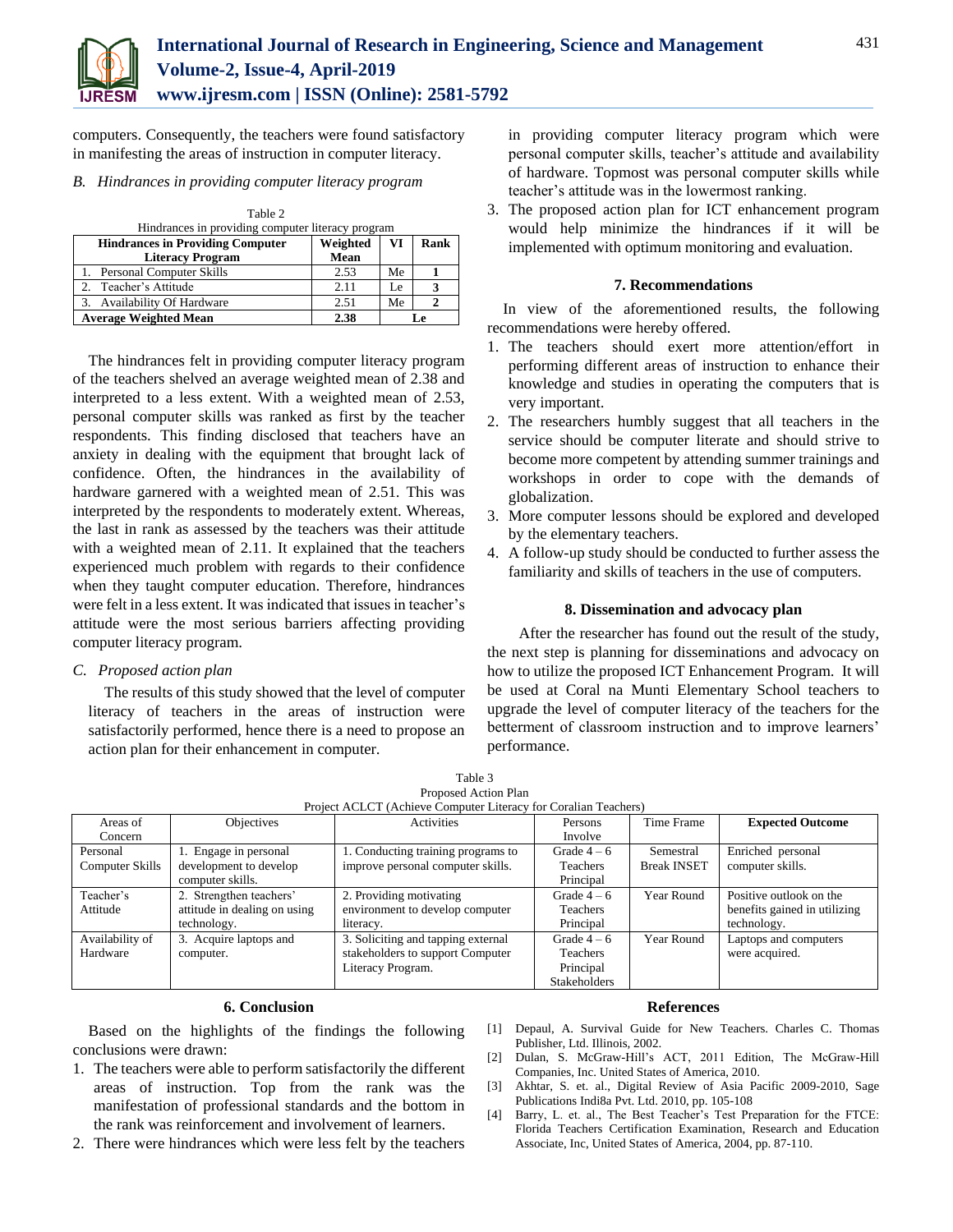computers. Consequently, the teachers were found satisfactory in manifesting the areas of instruction in computer literacy.

### *B. Hindrances in providing computer literacy program*

Table 2
Hindrances in providing computer literacy program

| Hindrances in Providing Computer Literacy Program | Weighted Mean | VI | Rank |
|---|---|---|---|
| 1. Personal Computer Skills | 2.53 | Me | 1 |
| 2. Teacher's Attitude | 2.11 | Le | 3 |
| 3. Availability Of Hardware | 2.51 | Me | 2 |
| **Average Weighted Mean** | **2.38** | **Le** | |

The hindrances felt in providing computer literacy program of the teachers shelved an average weighted mean of 2.38 and interpreted to a less extent. With a weighted mean of 2.53, personal computer skills was ranked as first by the teacher respondents. This finding disclosed that teachers have an anxiety in dealing with the equipment that brought lack of confidence. Often, the hindrances in the availability of hardware garnered with a weighted mean of 2.51. This was interpreted by the respondents to moderately extent. Whereas, the last in rank as assessed by the teachers was their attitude with a weighted mean of 2.11. It explained that the teachers experienced much problem with regards to their confidence when they taught computer education. Therefore, hindrances were felt in a less extent. It was indicated that issues in teacher's attitude were the most serious barriers affecting providing computer literacy program.

### *C. Proposed action plan*

The results of this study showed that the level of computer literacy of teachers in the areas of instruction were satisfactorily performed, hence there is a need to propose an action plan for their enhancement in computer.

Table 3
Proposed Action Plan
Project ACLCT (Achieve Computer Literacy for Coralian Teachers)

| Areas of Concern | Objectives | Activities | Persons Involve | Time Frame | **Expected Outcome** |
|---|---|---|---|---|---|
| Personal Computer Skills | 1. Engage in personal development to develop computer skills. | 1. Conducting training programs to improve personal computer skills. | Grade 4 – 6 Teachers Principal | Semestral Break INSET | Enriched personal computer skills. |
| Teacher's Attitude | 2. Strengthen teachers' attitude in dealing on using technology. | 2. Providing motivating environment to develop computer literacy. | Grade 4 – 6 Teachers Principal | Year Round | Positive outlook on the benefits gained in utilizing technology. |
| Availability of Hardware | 3. Acquire laptops and computer. | 3. Soliciting and tapping external stakeholders to support Computer Literacy Program. | Grade 4 – 6 Teachers Principal Stakeholders | Year Round | Laptops and computers were acquired. |

## 6. Conclusion

Based on the highlights of the findings the following conclusions were drawn:

1. The teachers were able to perform satisfactorily the different areas of instruction. Top from the rank was the manifestation of professional standards and the bottom in the rank was reinforcement and involvement of learners.
2. There were hindrances which were less felt by the teachers in providing computer literacy program which were personal computer skills, teacher's attitude and availability of hardware. Topmost was personal computer skills while teacher's attitude was in the lowermost ranking.
3. The proposed action plan for ICT enhancement program would help minimize the hindrances if it will be implemented with optimum monitoring and evaluation.

## 7. Recommendations

In view of the aforementioned results, the following recommendations were hereby offered.

1. The teachers should exert more attention/effort in performing different areas of instruction to enhance their knowledge and studies in operating the computers that is very important.
2. The researchers humbly suggest that all teachers in the service should be computer literate and should strive to become more competent by attending summer trainings and workshops in order to cope with the demands of globalization.
3. More computer lessons should be explored and developed by the elementary teachers.
4. A follow-up study should be conducted to further assess the familiarity and skills of teachers in the use of computers.

## 8. Dissemination and advocacy plan

After the researcher has found out the result of the study, the next step is planning for disseminations and advocacy on how to utilize the proposed ICT Enhancement Program. It will be used at Coral na Munti Elementary School teachers to upgrade the level of computer literacy of the teachers for the betterment of classroom instruction and to improve learners' performance.

## References

[1] Depaul, A. Survival Guide for New Teachers. Charles C. Thomas Publisher, Ltd. Illinois, 2002.
[2] Dulan, S. McGraw-Hill's ACT, 2011 Edition, The McGraw-Hill Companies, Inc. United States of America, 2010.
[3] Akhtar, S. et. al., Digital Review of Asia Pacific 2009-2010, Sage Publications Indi8a Pvt. Ltd. 2010, pp. 105-108
[4] Barry, L. et. al., The Best Teacher's Test Preparation for the FTCE: Florida Teachers Certification Examination, Research and Education Associate, Inc, United States of America, 2004, pp. 87-110.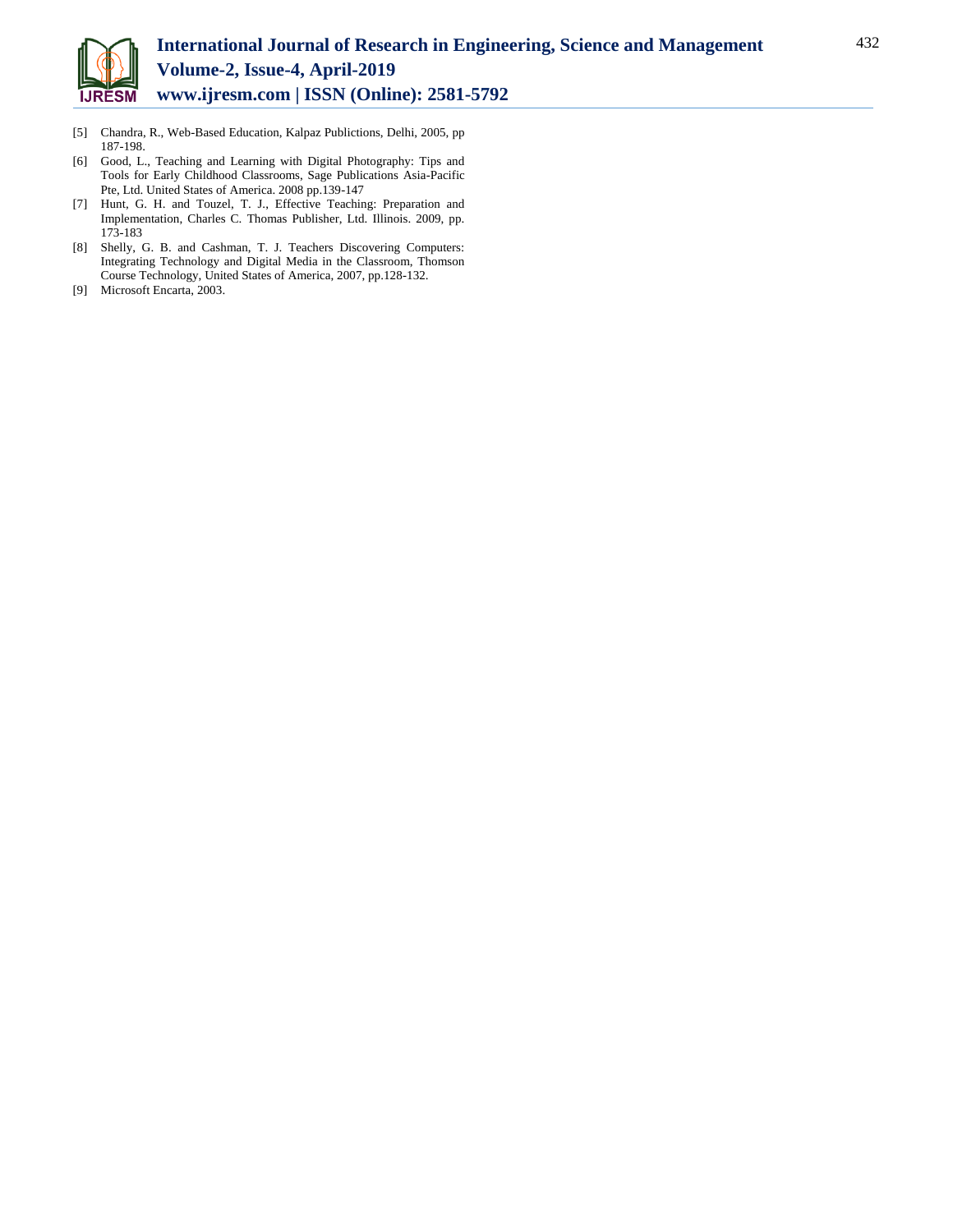[5] Chandra, R., Web-Based Education, Kalpaz Publictions, Delhi, 2005, pp 187-198.

[6] Good, L., Teaching and Learning with Digital Photography: Tips and Tools for Early Childhood Classrooms, Sage Publications Asia-Pacific Pte, Ltd. United States of America. 2008 pp.139-147

[7] Hunt, G. H. and Touzel, T. J., Effective Teaching: Preparation and Implementation, Charles C. Thomas Publisher, Ltd. Illinois. 2009, pp. 173-183

[8] Shelly, G. B. and Cashman, T. J. Teachers Discovering Computers: Integrating Technology and Digital Media in the Classroom, Thomson Course Technology, United States of America, 2007, pp.128-132.

[9] Microsoft Encarta, 2003.